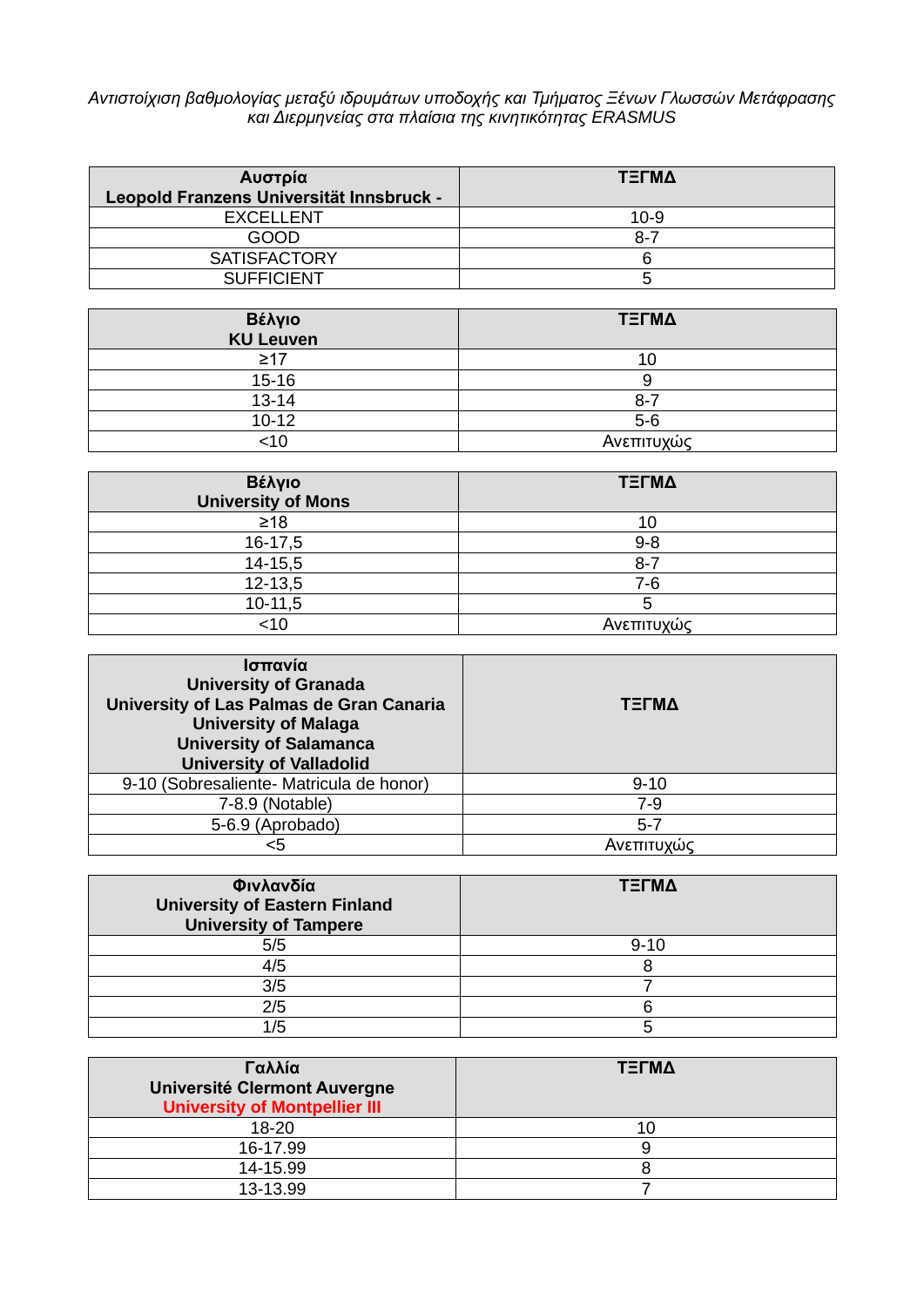*Αντιστοίχιση βαθμολογίας μεταξύ ιδρυμάτων υποδοχής και Τμήματος Ξένων Γλωσσών Μετάφρασης και Διερμηνείας στα πλαίσια της κινητικότητας ERASMUS*

| **Αυστρία**<br>**Leopold Franzens Universität Innsbruck -** | **ΤΞΓΜΔ** |
|---|---|
| EXCELLENT | 10-9 |
| GOOD | 8-7 |
| SATISFACTORY | 6 |
| SUFFICIENT | 5 |

| **Βέλγιο**<br>**KU Leuven** | **ΤΞΓΜΔ** |
|---|---|
| ≥17 | 10 |
| 15-16 | 9 |
| 13-14 | 8-7 |
| 10-12 | 5-6 |
| <10 | Ανεπιτυχώς |

| **Βέλγιο**<br>**University of Mons** | **ΤΞΓΜΔ** |
|---|---|
| ≥18 | 10 |
| 16-17,5 | 9-8 |
| 14-15,5 | 8-7 |
| 12-13,5 | 7-6 |
| 10-11,5 | 5 |
| <10 | Ανεπιτυχώς |

| **Ισπανία**<br>**University of Granada**<br>**University of Las Palmas de Gran Canaria**<br>**University of Malaga**<br>**University of Salamanca**<br>**University of Valladolid** | **ΤΞΓΜΔ** |
|---|---|
| 9-10 (Sobresaliente- Matricula de honor) | 9-10 |
| 7-8.9 (Notable) | 7-9 |
| 5-6.9 (Aprobado) | 5-7 |
| <5 | Ανεπιτυχώς |

| **Φινλανδία**<br>**University of Eastern Finland**<br>**University of Tampere** | **ΤΞΓΜΔ** |
|---|---|
| 5/5 | 9-10 |
| 4/5 | 8 |
| 3/5 | 7 |
| 2/5 | 6 |
| 1/5 | 5 |

| **Γαλλία**<br>**Université Clermont Auvergne**<br>**University of Montpellier III** | **ΤΞΓΜΔ** |
|---|---|
| 18-20 | 10 |
| 16-17.99 | 9 |
| 14-15.99 | 8 |
| 13-13.99 | 7 |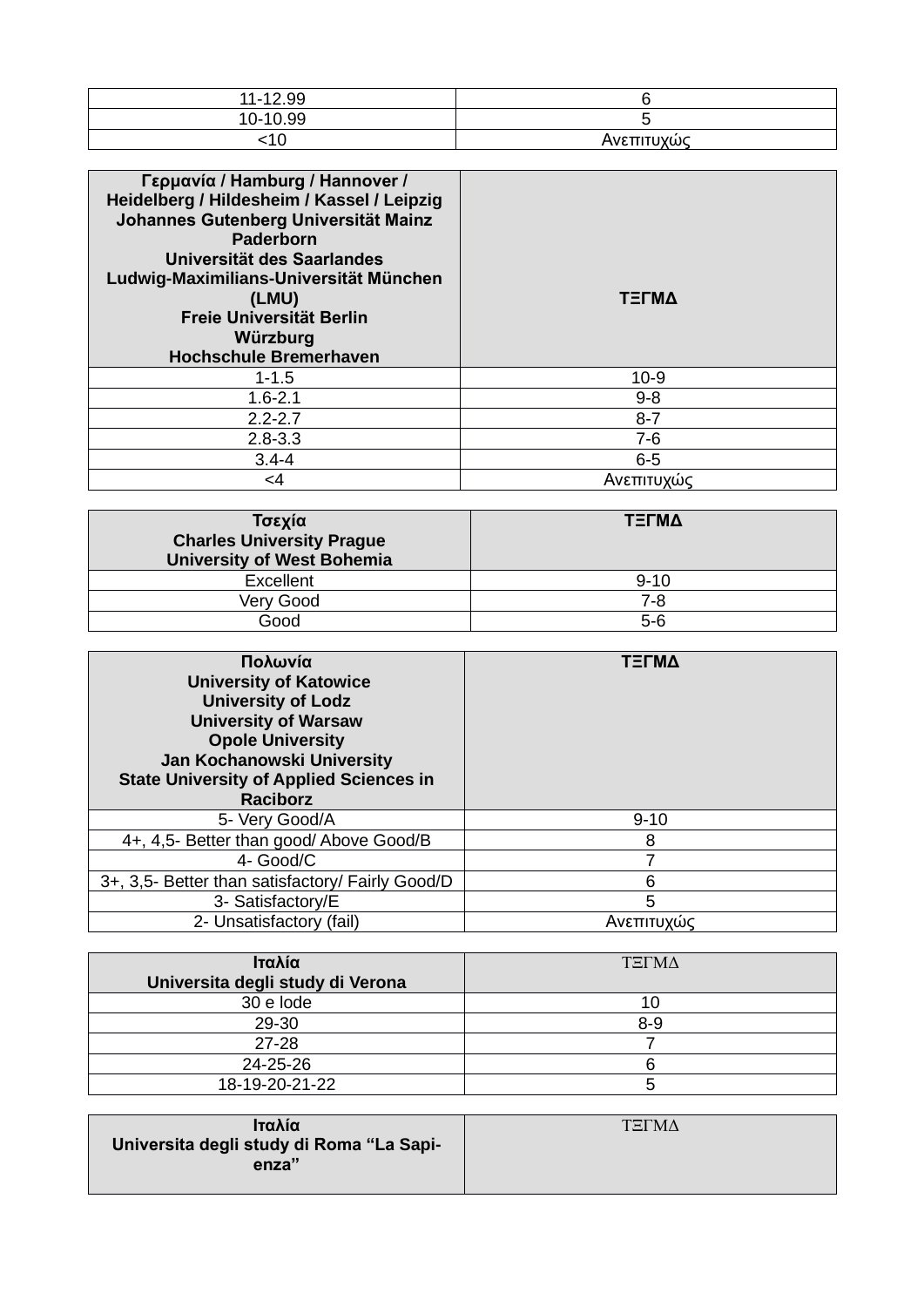| | |
|---|---|
| 11-12.99 | 6 |
| 10-10.99 | 5 |
| <10 | Ανεπιτυχώς |

| **Γερμανία / Hamburg / Hannover / Heidelberg / Hildesheim / Kassel / Leipzig Johannes Gutenberg Universität Mainz Paderborn Universität des Saarlandes Ludwig-Maximilians-Universität München (LMU) Freie Universität Berlin Würzburg Hochschule Bremerhaven** | **ΤΞΓΜΔ** |
|---|---|
| 1-1.5 | 10-9 |
| 1.6-2.1 | 9-8 |
| 2.2-2.7 | 8-7 |
| 2.8-3.3 | 7-6 |
| 3.4-4 | 6-5 |
| <4 | Ανεπιτυχώς |

| **Τσεχία Charles University Prague University of West Bohemia** | **ΤΞΓΜΔ** |
|---|---|
| Excellent | 9-10 |
| Very Good | 7-8 |
| Good | 5-6 |

| **Πολωνία University of Katowice University of Lodz University of Warsaw Opole University Jan Kochanowski University State University of Applied Sciences in Raciborz** | **ΤΞΓΜΔ** |
|---|---|
| 5- Very Good/A | 9-10 |
| 4+, 4,5- Better than good/ Above Good/B | 8 |
| 4- Good/C | 7 |
| 3+, 3,5- Better than satisfactory/ Fairly Good/D | 6 |
| 3- Satisfactory/E | 5 |
| 2- Unsatisfactory (fail) | Ανεπιτυχώς |

| **Ιταλία Universita degli study di Verona** | ΤΞΓΜΔ |
|---|---|
| 30 e lode | 10 |
| 29-30 | 8-9 |
| 27-28 | 7 |
| 24-25-26 | 6 |
| 18-19-20-21-22 | 5 |

| **Ιταλία Universita degli study di Roma "La Sapi-enza"** | ΤΞΓΜΔ |
|---|---|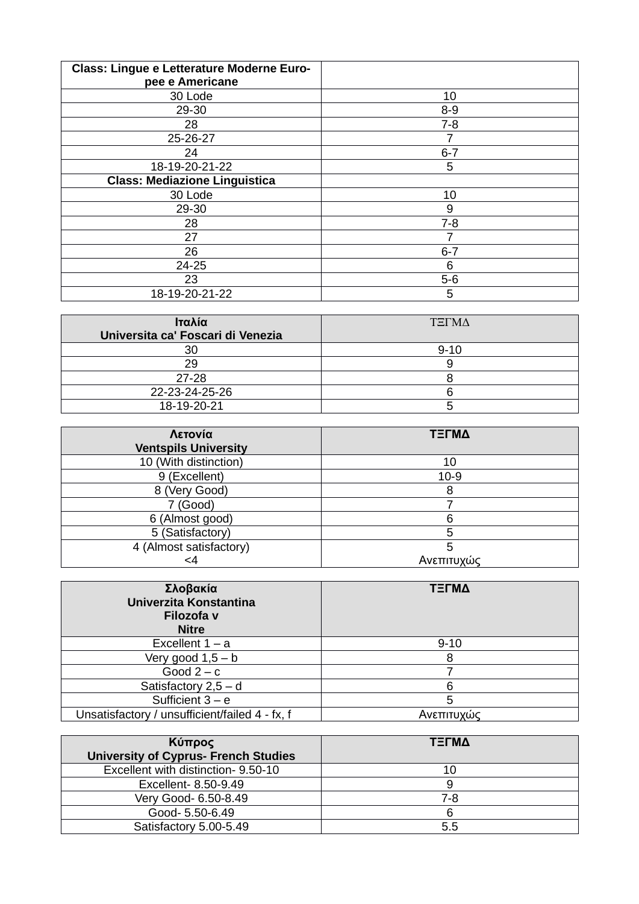| Class: Lingue e Letterature Moderne Europee e Americane | |
|---|---|
| 30 Lode | 10 |
| 29-30 | 8-9 |
| 28 | 7-8 |
| 25-26-27 | 7 |
| 24 | 6-7 |
| 18-19-20-21-22 | 5 |
| **Class: Mediazione Linguistica** | |
| 30 Lode | 10 |
| 29-30 | 9 |
| 28 | 7-8 |
| 27 | 7 |
| 26 | 6-7 |
| 24-25 | 6 |
| 23 | 5-6 |
| 18-19-20-21-22 | 5 |

| Ιταλία<br>Universita ca' Foscari di Venezia | ΤΞΓΜΔ |
|---|---|
| 30 | 9-10 |
| 29 | 9 |
| 27-28 | 8 |
| 22-23-24-25-26 | 6 |
| 18-19-20-21 | 5 |

| Λετονία<br>Ventspils University | ΤΞΓΜΔ |
|---|---|
| 10 (With distinction) | 10 |
| 9 (Excellent) | 10-9 |
| 8 (Very Good) | 8 |
| 7 (Good) | 7 |
| 6 (Almost good) | 6 |
| 5 (Satisfactory) | 5 |
| 4 (Almost satisfactory)<br><4 | 5<br>Ανεπιτυχώς |

| Σλοβακία<br>Univerzita Konstantina<br>Filozofa v<br>Nitre | ΤΞΓΜΔ |
|---|---|
| Excellent 1 – a | 9-10 |
| Very good 1,5 – b | 8 |
| Good 2 – c | 7 |
| Satisfactory 2,5 – d | 6 |
| Sufficient 3 – e | 5 |
| Unsatisfactory / unsufficient/failed 4 - fx, f | Ανεπιτυχώς |

| Κύπρος<br>University of Cyprus- French Studies | ΤΞΓΜΔ |
|---|---|
| Excellent with distinction- 9.50-10 | 10 |
| Excellent- 8.50-9.49 | 9 |
| Very Good- 6.50-8.49 | 7-8 |
| Good- 5.50-6.49 | 6 |
| Satisfactory 5.00-5.49 | 5.5 |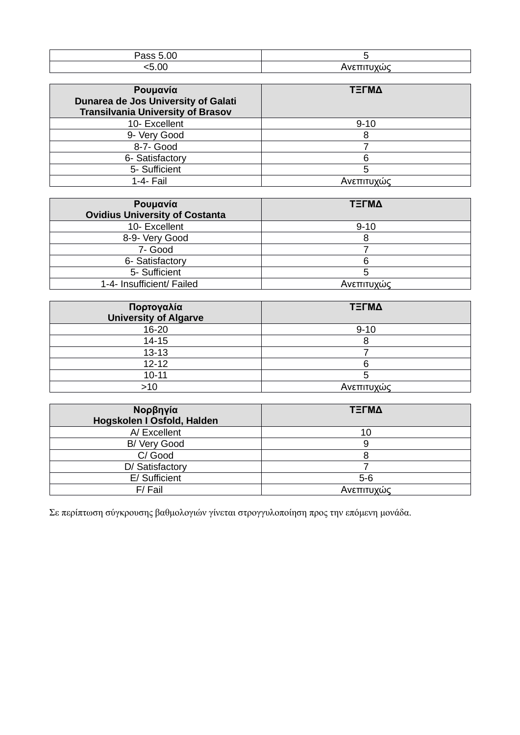| | |
|---|---|
| Pass 5.00 | 5 |
| <5.00 | Ανεπιτυχώς |

| **Ρουμανία**<br>**Dunarea de Jos University of Galati**<br>**Transilvania University of Brasov** | **ΤΞΓΜΔ** |
|---|---|
| 10- Excellent | 9-10 |
| 9- Very Good | 8 |
| 8-7- Good | 7 |
| 6- Satisfactory | 6 |
| 5- Sufficient | 5 |
| 1-4- Fail | Ανεπιτυχώς |

| **Ρουμανία**<br>**Ovidius University of Costanta** | **ΤΞΓΜΔ** |
|---|---|
| 10- Excellent | 9-10 |
| 8-9- Very Good | 8 |
| 7- Good | 7 |
| 6- Satisfactory | 6 |
| 5- Sufficient | 5 |
| 1-4- Insufficient/ Failed | Ανεπιτυχώς |

| **Πορτογαλία**<br>**University of Algarve** | **ΤΞΓΜΔ** |
|---|---|
| 16-20 | 9-10 |
| 14-15 | 8 |
| 13-13 | 7 |
| 12-12 | 6 |
| 10-11 | 5 |
| >10 | Ανεπιτυχώς |

| **Νορβηγία**<br>**Hogskolen I Osfold, Halden** | **ΤΞΓΜΔ** |
|---|---|
| A/ Excellent | 10 |
| B/ Very Good | 9 |
| C/ Good | 8 |
| D/ Satisfactory | 7 |
| E/ Sufficient | 5-6 |
| F/ Fail | Ανεπιτυχώς |

Σε περίπτωση σύγκρουσης βαθμολογιών γίνεται στρογγυλοποίηση προς την επόμενη μονάδα.